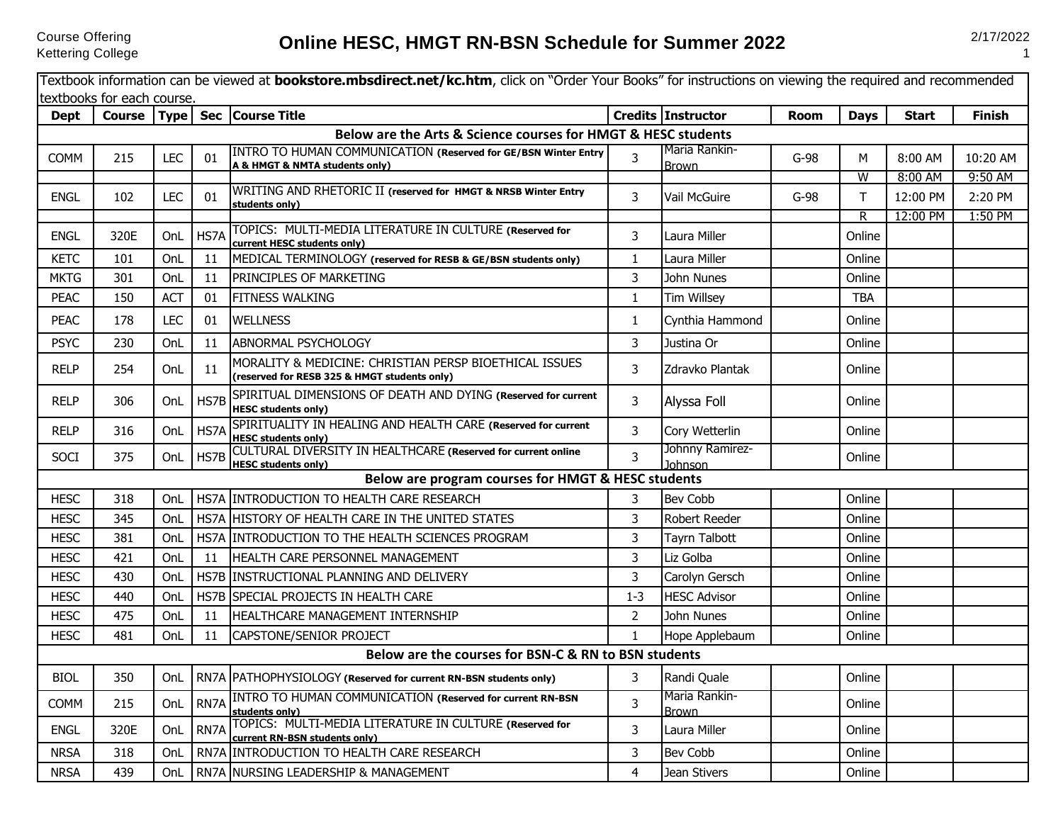Course Offering
Kettering College

# Online HESC, HMGT RN-BSN Schedule for Summer 2022

2/17/2022

Textbook information can be viewed at **bookstore.mbsdirect.net/kc.htm**, click on "Order Your Books" for instructions on viewing the required and recommended textbooks for each course.

| Dept | Course | Type | Sec | Course Title | Credits | Instructor | Room | Days | Start | Finish |
|---|---|---|---|---|---|---|---|---|---|---|
| **Below are the Arts & Science courses for HMGT & HESC students** | | | | | | | | | | |
| COMM | 215 | LEC | 01 | INTRO TO HUMAN COMMUNICATION **(Reserved for GE/BSN Winter Entry A & HMGT & NMTA students only)** | 3 | Maria Rankin-Brown | G-98 | M | 8:00 AM | 10:20 AM |
| | | | | | | | | W | 8:00 AM | 9:50 AM |
| ENGL | 102 | LEC | 01 | WRITING AND RHETORIC II **(reserved for HMGT & NRSB Winter Entry students only)** | 3 | Vail McGuire | G-98 | T | 12:00 PM | 2:20 PM |
| | | | | | | | | R | 12:00 PM | 1:50 PM |
| ENGL | 320E | OnL | HS7A | TOPICS: MULTI-MEDIA LITERATURE IN CULTURE **(Reserved for current HESC students only)** | 3 | Laura Miller | | Online | | |
| KETC | 101 | OnL | 11 | MEDICAL TERMINOLOGY **(reserved for RESB & GE/BSN students only)** | 1 | Laura Miller | | Online | | |
| MKTG | 301 | OnL | 11 | PRINCIPLES OF MARKETING | 3 | John Nunes | | Online | | |
| PEAC | 150 | ACT | 01 | FITNESS WALKING | 1 | Tim Willsey | | TBA | | |
| PEAC | 178 | LEC | 01 | WELLNESS | 1 | Cynthia Hammond | | Online | | |
| PSYC | 230 | OnL | 11 | ABNORMAL PSYCHOLOGY | 3 | Justina Or | | Online | | |
| RELP | 254 | OnL | 11 | MORALITY & MEDICINE: CHRISTIAN PERSP BIOETHICAL ISSUES **(reserved for RESB 325 & HMGT students only)** | 3 | Zdravko Plantak | | Online | | |
| RELP | 306 | OnL | HS7B | SPIRITUAL DIMENSIONS OF DEATH AND DYING **(Reserved for current HESC students only)** | 3 | Alyssa Foll | | Online | | |
| RELP | 316 | OnL | HS7A | SPIRITUALITY IN HEALING AND HEALTH CARE **(Reserved for current HESC students only)** | 3 | Cory Wetterlin | | Online | | |
| SOCI | 375 | OnL | HS7B | CULTURAL DIVERSITY IN HEALTHCARE **(Reserved for current online HESC students only)** | 3 | Johnny Ramirez-Johnson | | Online | | |
| **Below are program courses for HMGT & HESC students** | | | | | | | | | | |
| HESC | 318 | OnL | HS7A | INTRODUCTION TO HEALTH CARE RESEARCH | 3 | Bev Cobb | | Online | | |
| HESC | 345 | OnL | HS7A | HISTORY OF HEALTH CARE IN THE UNITED STATES | 3 | Robert Reeder | | Online | | |
| HESC | 381 | OnL | HS7A | INTRODUCTION TO THE HEALTH SCIENCES PROGRAM | 3 | Tayrn Talbott | | Online | | |
| HESC | 421 | OnL | 11 | HEALTH CARE PERSONNEL MANAGEMENT | 3 | Liz Golba | | Online | | |
| HESC | 430 | OnL | HS7B | INSTRUCTIONAL PLANNING AND DELIVERY | 3 | Carolyn Gersch | | Online | | |
| HESC | 440 | OnL | HS7B | SPECIAL PROJECTS IN HEALTH CARE | 1-3 | HESC Advisor | | Online | | |
| HESC | 475 | OnL | 11 | HEALTHCARE MANAGEMENT INTERNSHIP | 2 | John Nunes | | Online | | |
| HESC | 481 | OnL | 11 | CAPSTONE/SENIOR PROJECT | 1 | Hope Applebaum | | Online | | |
| **Below are the courses for BSN-C & RN to BSN students** | | | | | | | | | | |
| BIOL | 350 | OnL | RN7A | PATHOPHYSIOLOGY **(Reserved for current RN-BSN students only)** | 3 | Randi Quale | | Online | | |
| COMM | 215 | OnL | RN7A | INTRO TO HUMAN COMMUNICATION **(Reserved for current RN-BSN students only)** | 3 | Maria Rankin-Brown | | Online | | |
| ENGL | 320E | OnL | RN7A | TOPICS: MULTI-MEDIA LITERATURE IN CULTURE **(Reserved for current RN-BSN students only)** | 3 | Laura Miller | | Online | | |
| NRSA | 318 | OnL | RN7A | INTRODUCTION TO HEALTH CARE RESEARCH | 3 | Bev Cobb | | Online | | |
| NRSA | 439 | OnL | RN7A | NURSING LEADERSHIP & MANAGEMENT | 4 | Jean Stivers | | Online | | |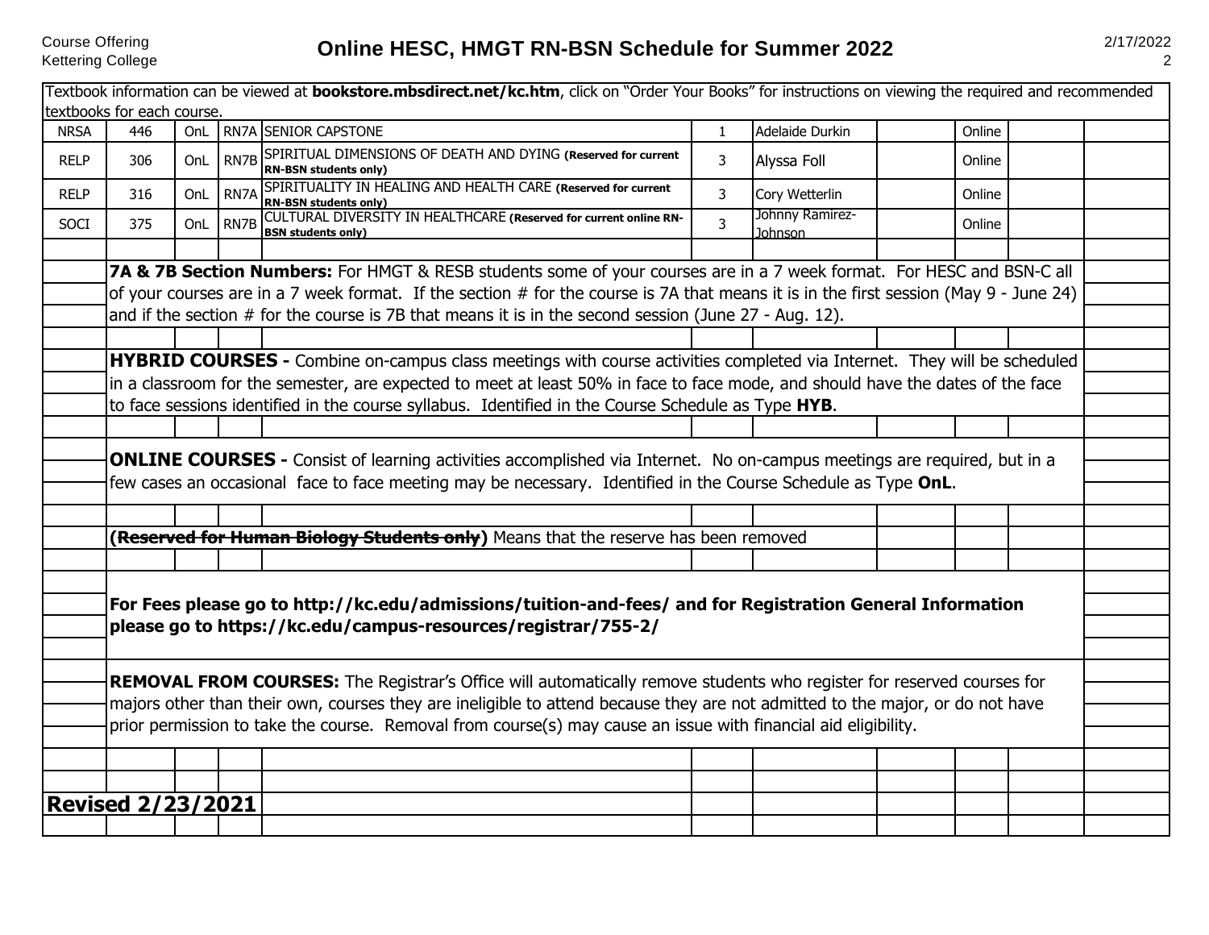Textbook information can be viewed at **bookstore.mbsdirect.net/kc.htm**, click on "Order Your Books" for instructions on viewing the required and recommended textbooks for each course.

| | | | | | | | | | | |
|---|---|---|---|---|---|---|---|---|---|---|
| NRSA | 446 | OnL | RN7A | SENIOR CAPSTONE | 1 | Adelaide Durkin | | Online | | |
| RELP | 306 | OnL | RN7B | SPIRITUAL DIMENSIONS OF DEATH AND DYING **(Reserved for current RN-BSN students only)** | 3 | Alyssa Foll | | Online | | |
| RELP | 316 | OnL | RN7A | SPIRITUALITY IN HEALING AND HEALTH CARE **(Reserved for current RN-BSN students only)** | 3 | Cory Wetterlin | | Online | | |
| SOCI | 375 | OnL | RN7B | CULTURAL DIVERSITY IN HEALTHCARE **(Reserved for current online RN-BSN students only)** | 3 | Johnny Ramirez-Johnson | | Online | | |

**7A & 7B Section Numbers:** For HMGT & RESB students some of your courses are in a 7 week format. For HESC and BSN-C all of your courses are in a 7 week format. If the section # for the course is 7A that means it is in the first session (May 9 - June 24) and if the section # for the course is 7B that means it is in the second session (June 27 - Aug. 12).

**HYBRID COURSES -** Combine on-campus class meetings with course activities completed via Internet. They will be scheduled in a classroom for the semester, are expected to meet at least 50% in face to face mode, and should have the dates of the face to face sessions identified in the course syllabus. Identified in the Course Schedule as Type **HYB**.

**ONLINE COURSES -** Consist of learning activities accomplished via Internet. No on-campus meetings are required, but in a few cases an occasional face to face meeting may be necessary. Identified in the Course Schedule as Type **OnL**.

**(~~Reserved for Human Biology Students only~~)** Means that the reserve has been removed

**For Fees please go to http://kc.edu/admissions/tuition-and-fees/ and for Registration General Information please go to https://kc.edu/campus-resources/registrar/755-2/**

**REMOVAL FROM COURSES:** The Registrar's Office will automatically remove students who register for reserved courses for majors other than their own, courses they are ineligible to attend because they are not admitted to the major, or do not have prior permission to take the course. Removal from course(s) may cause an issue with financial aid eligibility.

**Revised 2/23/2021**